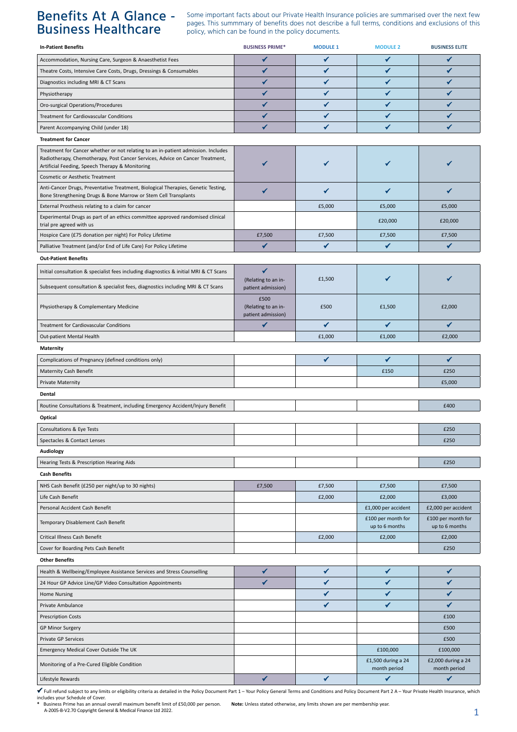# Benefits At A Glance - Business Healthcare

Some important facts about our Private Health Insurance policies are summarised over the next few pages. This summmary of benefits does not describe a full terms, conditions and exclusions of this policy, which can be found in the policy documents.

| In-Patient Benefits | BUSINESS PRIME* | MODULE 1 | MODULE 2 | BUSINESS ELITE |
|---|---|---|---|---|
| Accommodation, Nursing Care, Surgeon & Anaesthetist Fees | ✔ | ✔ | ✔ | ✔ |
| Theatre Costs, Intensive Care Costs, Drugs, Dressings & Consumables | ✔ | ✔ | ✔ | ✔ |
| Diagnostics including MRI & CT Scans | ✔ | ✔ | ✔ | ✔ |
| Physiotherapy | ✔ | ✔ | ✔ | ✔ |
| Oro-surgical Operations/Procedures | ✔ | ✔ | ✔ | ✔ |
| Treatment for Cardiovascular Conditions | ✔ | ✔ | ✔ | ✔ |
| Parent Accompanying Child (under 18) | ✔ | ✔ | ✔ | ✔ |
| **Treatment for Cancer** | | | | |
| Treatment for Cancer whether or not relating to an in-patient admission. Includes Radiotherapy, Chemotherapy, Post Cancer Services, Advice on Cancer Treatment, Artificial Feeding, Speech Therapy & Monitoring | ✔ | ✔ | ✔ | ✔ |
| Cosmetic or Aesthetic Treatment | | | | |
| Anti-Cancer Drugs, Preventative Treatment, Biological Therapies, Genetic Testing, Bone Strengthening Drugs & Bone Marrow or Stem Cell Transplants | ✔ | ✔ | ✔ | ✔ |
| External Prosthesis relating to a claim for cancer | | £5,000 | £5,000 | £5,000 |
| Experimental Drugs as part of an ethics committee approved randomised clinical trial pre agreed with us | | | £20,000 | £20,000 |
| Hospice Care (£75 donation per night) For Policy Lifetime | £7,500 | £7,500 | £7,500 | £7,500 |
| Palliative Treatment (and/or End of Life Care) For Policy Lifetime | ✔ | ✔ | ✔ | ✔ |
| **Out-Patient Benefits** | | | | |
| Initial consultation & specialist fees including diagnostics & initial MRI & CT Scans | ✔ (Relating to an in-patient admission) | £1,500 | ✔ | ✔ |
| Subsequent consultation & specialist fees, diagnostics including MRI & CT Scans | | | | |
| Physiotherapy & Complementary Medicine | £500 (Relating to an in-patient admission) | £500 | £1,500 | £2,000 |
| Treatment for Cardiovascular Conditions | ✔ | ✔ | ✔ | ✔ |
| Out-patient Mental Health | | £1,000 | £1,000 | £2,000 |
| **Maternity** | | | | |
| Complications of Pregnancy (defined conditions only) | | ✔ | ✔ | ✔ |
| Maternity Cash Benefit | | | £150 | £250 |
| Private Maternity | | | | £5,000 |
| **Dental** | | | | |
| Routine Consultations & Treatment, including Emergency Accident/Injury Benefit | | | | £400 |
| **Optical** | | | | |
| Consultations & Eye Tests | | | | £250 |
| Spectacles & Contact Lenses | | | | £250 |
| **Audiology** | | | | |
| Hearing Tests & Prescription Hearing Aids | | | | £250 |
| **Cash Benefits** | | | | |
| NHS Cash Benefit (£250 per night/up to 30 nights) | £7,500 | £7,500 | £7,500 | £7,500 |
| Life Cash Benefit | | £2,000 | £2,000 | £3,000 |
| Personal Accident Cash Benefit | | | £1,000 per accident | £2,000 per accident |
| Temporary Disablement Cash Benefit | | | £100 per month for up to 6 months | £100 per month for up to 6 months |
| Critical Illness Cash Benefit | | £2,000 | £2,000 | £2,000 |
| Cover for Boarding Pets Cash Benefit | | | | £250 |
| **Other Benefits** | | | | |
| Health & Wellbeing/Employee Assistance Services and Stress Counselling | ✔ | ✔ | ✔ | ✔ |
| 24 Hour GP Advice Line/GP Video Consultation Appointments | ✔ | ✔ | ✔ | ✔ |
| Home Nursing | | ✔ | ✔ | ✔ |
| Private Ambulance | | ✔ | ✔ | ✔ |
| Prescription Costs | | | | £100 |
| GP Minor Surgery | | | | £500 |
| Private GP Services | | | | £500 |
| Emergency Medical Cover Outside The UK | | | £100,000 | £100,000 |
| Monitoring of a Pre-Cured Eligible Condition | | | £1,500 during a 24 month period | £2,000 during a 24 month period |
| Lifestyle Rewards | ✔ | ✔ | ✔ | ✔ |

✔ Full refund subject to any limits or eligibility criteria as detailed in the Policy Document Part 1 – Your Policy General Terms and Conditions and Policy Document Part 2 A – Your Private Health Insurance, which includes your Schedule of Cover.

\* Business Prime has an annual overall maximum benefit limit of £50,000 per person. **Note:** Unless stated otherwise, any limits shown are per membership year.

A-2005-B-V2.70 Copyright General & Medical Finance Ltd 2022.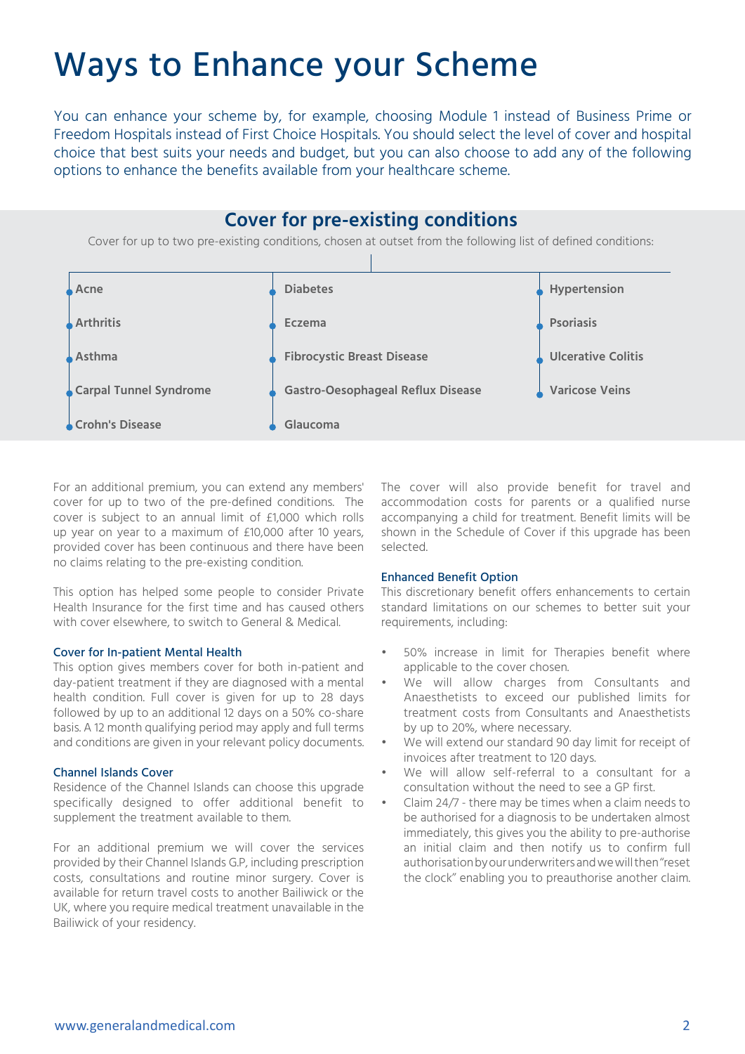# Ways to Enhance your Scheme

You can enhance your scheme by, for example, choosing Module 1 instead of Business Prime or Freedom Hospitals instead of First Choice Hospitals. You should select the level of cover and hospital choice that best suits your needs and budget, but you can also choose to add any of the following options to enhance the benefits available from your healthcare scheme.

## Cover for pre-existing conditions

Cover for up to two pre-existing conditions, chosen at outset from the following list of defined conditions:

- **Acne**
- **Arthritis**
- **Asthma**
- **Carpal Tunnel Syndrome**
- **Crohn's Disease**
- **Diabetes**
- **Eczema**
- **Fibrocystic Breast Disease**
- **Gastro-Oesophageal Reflux Disease**
- **Glaucoma**
- **Hypertension**
- **Psoriasis**
- **Ulcerative Colitis**
- **Varicose Veins**

For an additional premium, you can extend any members' cover for up to two of the pre-defined conditions. The cover is subject to an annual limit of £1,000 which rolls up year on year to a maximum of £10,000 after 10 years, provided cover has been continuous and there have been no claims relating to the pre-existing condition.

This option has helped some people to consider Private Health Insurance for the first time and has caused others with cover elsewhere, to switch to General & Medical.

### Cover for In-patient Mental Health

This option gives members cover for both in-patient and day-patient treatment if they are diagnosed with a mental health condition. Full cover is given for up to 28 days followed by up to an additional 12 days on a 50% co-share basis. A 12 month qualifying period may apply and full terms and conditions are given in your relevant policy documents.

### Channel Islands Cover

Residence of the Channel Islands can choose this upgrade specifically designed to offer additional benefit to supplement the treatment available to them.

For an additional premium we will cover the services provided by their Channel Islands G.P, including prescription costs, consultations and routine minor surgery. Cover is available for return travel costs to another Bailiwick or the UK, where you require medical treatment unavailable in the Bailiwick of your residency.

The cover will also provide benefit for travel and accommodation costs for parents or a qualified nurse accompanying a child for treatment. Benefit limits will be shown in the Schedule of Cover if this upgrade has been selected.

### Enhanced Benefit Option

This discretionary benefit offers enhancements to certain standard limitations on our schemes to better suit your requirements, including:

- 50% increase in limit for Therapies benefit where applicable to the cover chosen.
- We will allow charges from Consultants and Anaesthetists to exceed our published limits for treatment costs from Consultants and Anaesthetists by up to 20%, where necessary.
- We will extend our standard 90 day limit for receipt of invoices after treatment to 120 days.
- We will allow self-referral to a consultant for a consultation without the need to see a GP first.
- Claim 24/7 - there may be times when a claim needs to be authorised for a diagnosis to be undertaken almost immediately, this gives you the ability to pre-authorise an initial claim and then notify us to confirm full authorisation by our underwriters and we will then "reset the clock" enabling you to preauthorise another claim.

www.generalandmedical.com